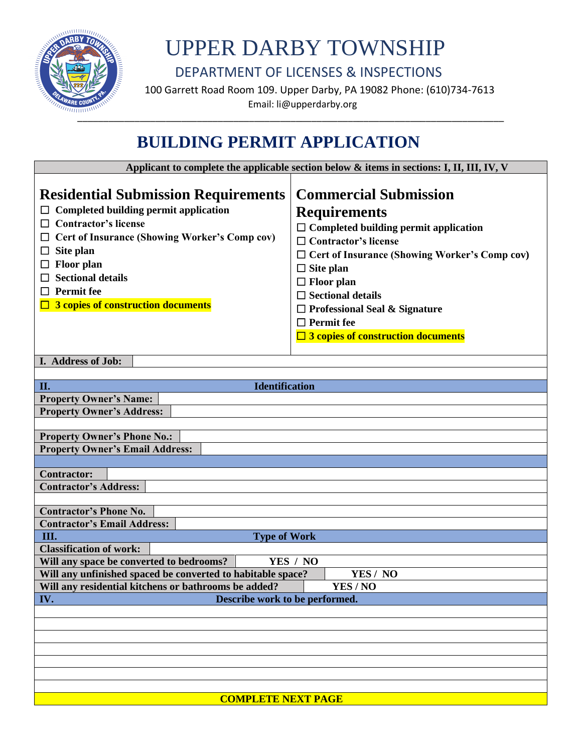# UPPER DARBY TOWNSHIP

## DEPARTMENT OF LICENSES & INSPECTIONS

100 Garrett Road Room 109. Upper Darby, PA 19082 Phone: (610)734-7613

Email: li@upperdarby.org

# BUILDING PERMIT APPLICATION

**Applicant to complete the applicable section below & items in sections: I, II, III, IV, V**

## Residential Submission Requirements

- ☐ **Completed building permit application**
- ☐ **Contractor's license**
- ☐ **Cert of Insurance (Showing Worker's Comp cov)**
- ☐ **Site plan**
- ☐ **Floor plan**
- ☐ **Sectional details**
- ☐ **Permit fee**
- ☐ **3 copies of construction documents**

## Commercial Submission Requirements

- ☐ **Completed building permit application**
- ☐ **Contractor's license**
- ☐ **Cert of Insurance (Showing Worker's Comp cov)**
- ☐ **Site plan**
- ☐ **Floor plan**
- ☐ **Sectional details**
- ☐ **Professional Seal & Signature**
- ☐ **Permit fee**
- ☐ **3 copies of construction documents**

| **I. Address of Job:** | |
|---|---|
| | |

| **II.** | **Identification** |
|---|---|
| **Property Owner's Name:** | |
| **Property Owner's Address:** | |
| | |
| **Property Owner's Phone No.:** | |
| **Property Owner's Email Address:** | |
| | |
| **Contractor:** | |
| **Contractor's Address:** | |
| | |
| **Contractor's Phone No.** | |
| **Contractor's Email Address:** | |

| **III.** | **Type of Work** |
|---|---|
| **Classification of work:** | |
| **Will any space be converted to bedrooms?** | **YES / NO** |
| **Will any unfinished spaced be converted to habitable space?** | **YES / NO** |
| **Will any residential kitchens or bathrooms be added?** | **YES / NO** |

| **IV.** | **Describe work to be performed.** |
|---|---|
| | |
| | |
| | |
| | |
| | |
| | |
| | |

**COMPLETE NEXT PAGE**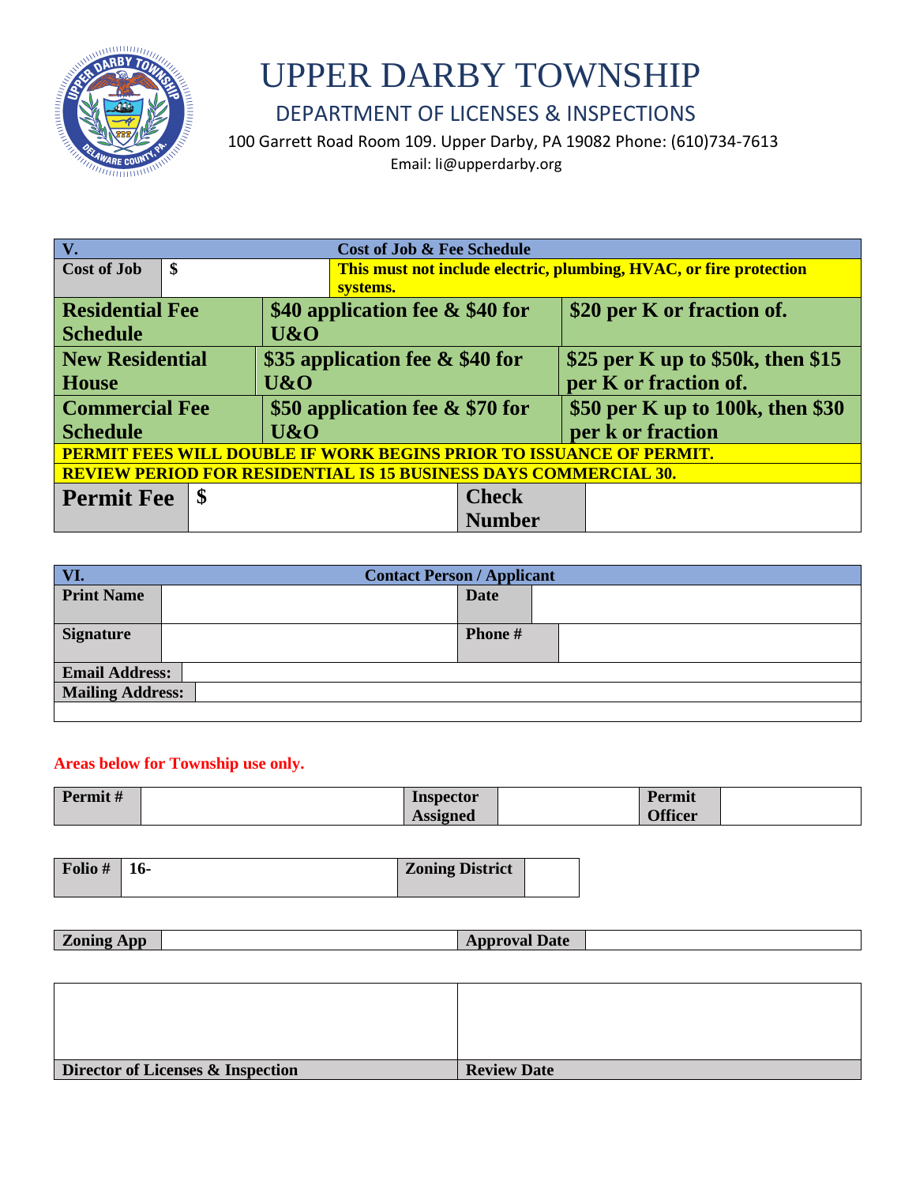# UPPER DARBY TOWNSHIP

## DEPARTMENT OF LICENSES & INSPECTIONS

100 Garrett Road Room 109. Upper Darby, PA 19082 Phone: (610)734-7613

Email: li@upperdarby.org

| V. | Cost of Job & Fee Schedule | |
|---|---|---|
| **Cost of Job** | $ | **This must not include electric, plumbing, HVAC, or fire protection systems.** |
| **Residential Fee Schedule** | **$40 application fee & $40 for U&O** | **$20 per K or fraction of.** |
| **New Residential House** | **$35 application fee & $40 for U&O** | **$25 per K up to $50k, then $15 per K or fraction of.** |
| **Commercial Fee Schedule** | **$50 application fee & $70 for U&O** | **$50 per K up to 100k, then $30 per k or fraction** |
| **PERMIT FEES WILL DOUBLE IF WORK BEGINS PRIOR TO ISSUANCE OF PERMIT.** | | |
| **REVIEW PERIOD FOR RESIDENTIAL IS 15 BUSINESS DAYS COMMERCIAL 30.** | | |
| **Permit Fee** | $ | **Check Number** |

| VI. | Contact Person / Applicant | | |
|---|---|---|---|
| **Print Name** | | **Date** | |
| **Signature** | | **Phone #** | |
| **Email Address:** | | | |
| **Mailing Address:** | | | |

**Areas below for Township use only.**

| | | | | | |
|---|---|---|---|---|---|
| **Permit #** | | **Inspector Assigned** | | **Permit Officer** | |

| | | | |
|---|---|---|---|
| **Folio #** | **16-** | **Zoning District** | |

| | | | |
|---|---|---|---|
| **Zoning App** | | **Approval Date** | |

| | |
|---|---|
| | |
| **Director of Licenses & Inspection** | **Review Date** |